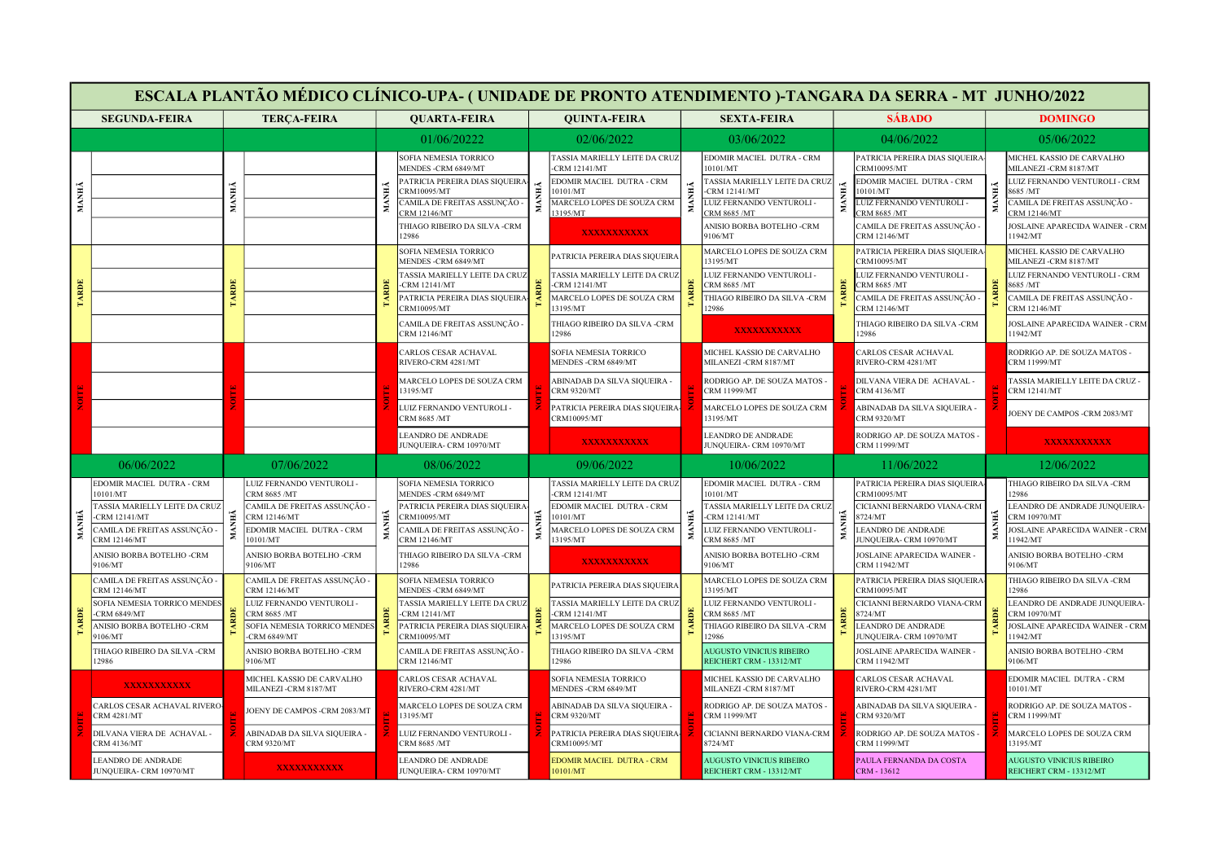# ESCALA PLANTÃO MÉDICO CLÍNICO-UPA- ( UNIDADE DE PRONTO ATENDIMENTO )-TANGARA DA SERRA - MT JUNHO/2022

| | SEGUNDA-FEIRA | | TERÇA-FEIRA | | QUARTA-FEIRA | | QUINTA-FEIRA | | SEXTA-FEIRA | | SÁBADO | | DOMINGO |
|---|---|---|---|---|---|---|---|---|---|---|---|---|---|
| | | | | | 01/06/20222 | | 02/06/2022 | | 03/06/2022 | | 04/06/2022 | | 05/06/2022 |
| MANHÃ | | MANHÃ | | MANHÃ | SOFIA NEMESIA TORRICO MENDES -CRM 6849/MT | MANHÃ | TASSIA MARIELLY LEITE DA CRUZ -CRM 12141/MT | MANHÃ | EDOMIR MACIEL DUTRA - CRM 10101/MT | MANHÃ | PATRICIA PEREIRA DIAS SIQUEIRA-CRM10095/MT | MANHÃ | MICHEL KASSIO DE CARVALHO MILANEZI -CRM 8187/MT |
| | | | | | PATRICIA PEREIRA DIAS SIQUEIRA-CRM10095/MT | | EDOMIR MACIEL DUTRA - CRM 10101/MT | | TASSIA MARIELLY LEITE DA CRUZ -CRM 12141/MT | | EDOMIR MACIEL DUTRA - CRM 10101/MT | | LUIZ FERNANDO VENTUROLI - CRM 8685 /MT |
| | | | | | CAMILA DE FREITAS ASSUNÇÃO - CRM 12146/MT | | MARCELO LOPES DE SOUZA CRM 13195/MT | | LUIZ FERNANDO VENTUROLI - CRM 8685 /MT | | LUIZ FERNANDO VENTUROLI - CRM 8685 /MT | | CAMILA DE FREITAS ASSUNÇÃO - CRM 12146/MT |
| | | | | | THIAGO RIBEIRO DA SILVA -CRM 12986 | | XXXXXXXXXXX | | ANISIO BORBA BOTELHO -CRM 9106/MT | | CAMILA DE FREITAS ASSUNÇÃO - CRM 12146/MT | | JOSLAINE APARECIDA WAINER - CRM 11942/MT |
| TARDE | | TARDE | | TARDE | SOFIA NEMESIA TORRICO MENDES -CRM 6849/MT | TARDE | PATRICIA PEREIRA DIAS SIQUEIRA | TARDE | MARCELO LOPES DE SOUZA CRM 13195/MT | TARDE | PATRICIA PEREIRA DIAS SIQUEIRA-CRM10095/MT | TARDE | MICHEL KASSIO DE CARVALHO MILANEZI -CRM 8187/MT |
| | | | | | TASSIA MARIELLY LEITE DA CRUZ -CRM 12141/MT | | TASSIA MARIELLY LEITE DA CRUZ -CRM 12141/MT | | LUIZ FERNANDO VENTUROLI - CRM 8685 /MT | | LUIZ FERNANDO VENTUROLI - CRM 8685 /MT | | LUIZ FERNANDO VENTUROLI - CRM 8685 /MT |
| | | | | | PATRICIA PEREIRA DIAS SIQUEIRA-CRM10095/MT | | MARCELO LOPES DE SOUZA CRM 13195/MT | | THIAGO RIBEIRO DA SILVA -CRM 12986 | | CAMILA DE FREITAS ASSUNÇÃO - CRM 12146/MT | | CAMILA DE FREITAS ASSUNÇÃO - CRM 12146/MT |
| | | | | | CAMILA DE FREITAS ASSUNÇÃO - CRM 12146/MT | | THIAGO RIBEIRO DA SILVA -CRM 12986 | | XXXXXXXXXXX | | THIAGO RIBEIRO DA SILVA -CRM 12986 | | JOSLAINE APARECIDA WAINER - CRM 11942/MT |
| NOITE | | NOITE | | NOITE | CARLOS CESAR ACHAVAL RIVERO-CRM 4281/MT | NOITE | SOFIA NEMESIA TORRICO MENDES -CRM 6849/MT | NOITE | MICHEL KASSIO DE CARVALHO MILANEZI -CRM 8187/MT | NOITE | CARLOS CESAR ACHAVAL RIVERO-CRM 4281/MT | NOITE | RODRIGO AP. DE SOUZA MATOS - CRM 11999/MT |
| | | | | | MARCELO LOPES DE SOUZA CRM 13195/MT | | ABINADAB DA SILVA SIQUEIRA - CRM 9320/MT | | RODRIGO AP. DE SOUZA MATOS - CRM 11999/MT | | DILVANA VIERA DE ACHAVAL - CRM 4136/MT | | TASSIA MARIELLY LEITE DA CRUZ - CRM 12141/MT |
| | | | | | LUIZ FERNANDO VENTUROLI - CRM 8685 /MT | | PATRICIA PEREIRA DIAS SIQUEIRA-CRM10095/MT | | MARCELO LOPES DE SOUZA CRM 13195/MT | | ABINADAB DA SILVA SIQUEIRA - CRM 9320/MT | | JOENY DE CAMPOS -CRM 2083/MT |
| | | | | | LEANDRO DE ANDRADE JUNQUEIRA- CRM 10970/MT | | XXXXXXXXXXX | | LEANDRO DE ANDRADE JUNQUEIRA- CRM 10970/MT | | RODRIGO AP. DE SOUZA MATOS - CRM 11999/MT | | XXXXXXXXXXX |
| | 06/06/2022 | | 07/06/2022 | | 08/06/2022 | | 09/06/2022 | | 10/06/2022 | | 11/06/2022 | | 12/06/2022 |
| MANHÃ | EDOMIR MACIEL DUTRA - CRM 10101/MT | MANHÃ | LUIZ FERNANDO VENTUROLI - CRM 8685 /MT | MANHÃ | SOFIA NEMESIA TORRICO MENDES -CRM 6849/MT | MANHÃ | TASSIA MARIELLY LEITE DA CRUZ -CRM 12141/MT | MANHÃ | EDOMIR MACIEL DUTRA - CRM 10101/MT | MANHÃ | PATRICIA PEREIRA DIAS SIQUEIRA-CRM10095/MT | MANHÃ | THIAGO RIBEIRO DA SILVA -CRM 12986 |
| | TASSIA MARIELLY LEITE DA CRUZ -CRM 12141/MT | | CAMILA DE FREITAS ASSUNÇÃO - CRM 12146/MT | | PATRICIA PEREIRA DIAS SIQUEIRA-CRM10095/MT | | EDOMIR MACIEL DUTRA - CRM 10101/MT | | TASSIA MARIELLY LEITE DA CRUZ -CRM 12141/MT | | CICIANNI BERNARDO VIANA-CRM 8724/MT | | LEANDRO DE ANDRADE JUNQUEIRA-CRM 10970/MT |
| | CAMILA DE FREITAS ASSUNÇÃO - CRM 12146/MT | | EDOMIR MACIEL DUTRA - CRM 10101/MT | | CAMILA DE FREITAS ASSUNÇÃO - CRM 12146/MT | | MARCELO LOPES DE SOUZA CRM 13195/MT | | LUIZ FERNANDO VENTUROLI - CRM 8685 /MT | | LEANDRO DE ANDRADE JUNQUEIRA- CRM 10970/MT | | JOSLAINE APARECIDA WAINER - CRM 11942/MT |
| | ANISIO BORBA BOTELHO -CRM 9106/MT | | ANISIO BORBA BOTELHO -CRM 9106/MT | | THIAGO RIBEIRO DA SILVA -CRM 12986 | | XXXXXXXXXXX | | ANISIO BORBA BOTELHO -CRM 9106/MT | | JOSLAINE APARECIDA WAINER - CRM 11942/MT | | ANISIO BORBA BOTELHO -CRM 9106/MT |
| TARDE | CAMILA DE FREITAS ASSUNÇÃO - CRM 12146/MT | TARDE | CAMILA DE FREITAS ASSUNÇÃO - CRM 12146/MT | TARDE | SOFIA NEMESIA TORRICO MENDES -CRM 6849/MT | TARDE | PATRICIA PEREIRA DIAS SIQUEIRA | TARDE | MARCELO LOPES DE SOUZA CRM 13195/MT | TARDE | PATRICIA PEREIRA DIAS SIQUEIRA-CRM10095/MT | TARDE | THIAGO RIBEIRO DA SILVA -CRM 12986 |
| | SOFIA NEMESIA TORRICO MENDES -CRM 6849/MT | | LUIZ FERNANDO VENTUROLI - CRM 8685 /MT | | TASSIA MARIELLY LEITE DA CRUZ -CRM 12141/MT | | TASSIA MARIELLY LEITE DA CRUZ -CRM 12141/MT | | LUIZ FERNANDO VENTUROLI - CRM 8685 /MT | | CICIANNI BERNARDO VIANA-CRM 8724/MT | | LEANDRO DE ANDRADE JUNQUEIRA-CRM 10970/MT |
| | ANISIO BORBA BOTELHO -CRM 9106/MT | | SOFIA NEMESIA TORRICO MENDES -CRM 6849/MT | | PATRICIA PEREIRA DIAS SIQUEIRA-CRM10095/MT | | MARCELO LOPES DE SOUZA CRM 13195/MT | | THIAGO RIBEIRO DA SILVA -CRM 12986 | | LEANDRO DE ANDRADE JUNQUEIRA- CRM 10970/MT | | JOSLAINE APARECIDA WAINER - CRM 11942/MT |
| | THIAGO RIBEIRO DA SILVA -CRM 12986 | | ANISIO BORBA BOTELHO -CRM 9106/MT | | CAMILA DE FREITAS ASSUNÇÃO - CRM 12146/MT | | THIAGO RIBEIRO DA SILVA -CRM 12986 | | AUGUSTO VINICIUS RIBEIRO REICHERT CRM - 13312/MT | | JOSLAINE APARECIDA WAINER - CRM 11942/MT | | ANISIO BORBA BOTELHO -CRM 9106/MT |
| NOITE | XXXXXXXXXXX | NOITE | MICHEL KASSIO DE CARVALHO MILANEZI -CRM 8187/MT | NOITE | CARLOS CESAR ACHAVAL RIVERO-CRM 4281/MT | NOITE | SOFIA NEMESIA TORRICO MENDES -CRM 6849/MT | NOITE | MICHEL KASSIO DE CARVALHO MILANEZI -CRM 8187/MT | NOITE | CARLOS CESAR ACHAVAL RIVERO-CRM 4281/MT | NOITE | EDOMIR MACIEL DUTRA - CRM 10101/MT |
| | CARLOS CESAR ACHAVAL RIVERO-CRM 4281/MT | | JOENY DE CAMPOS -CRM 2083/MT | | MARCELO LOPES DE SOUZA CRM 13195/MT | | ABINADAB DA SILVA SIQUEIRA - CRM 9320/MT | | RODRIGO AP. DE SOUZA MATOS - CRM 11999/MT | | ABINADAB DA SILVA SIQUEIRA - CRM 9320/MT | | RODRIGO AP. DE SOUZA MATOS - CRM 11999/MT |
| | DILVANA VIERA DE ACHAVAL - CRM 4136/MT | | ABINADAB DA SILVA SIQUEIRA - CRM 9320/MT | | LUIZ FERNANDO VENTUROLI - CRM 8685 /MT | | PATRICIA PEREIRA DIAS SIQUEIRA-CRM10095/MT | | CICIANNI BERNARDO VIANA-CRM 8724/MT | | RODRIGO AP. DE SOUZA MATOS - CRM 11999/MT | | MARCELO LOPES DE SOUZA CRM 13195/MT |
| | LEANDRO DE ANDRADE JUNQUEIRA- CRM 10970/MT | | XXXXXXXXXXX | | LEANDRO DE ANDRADE JUNQUEIRA- CRM 10970/MT | | EDOMIR MACIEL DUTRA - CRM 10101/MT | | AUGUSTO VINICIUS RIBEIRO REICHERT CRM - 13312/MT | | PAULA FERNANDA DA COSTA CRM - 13612 | | AUGUSTO VINICIUS RIBEIRO REICHERT CRM - 13312/MT |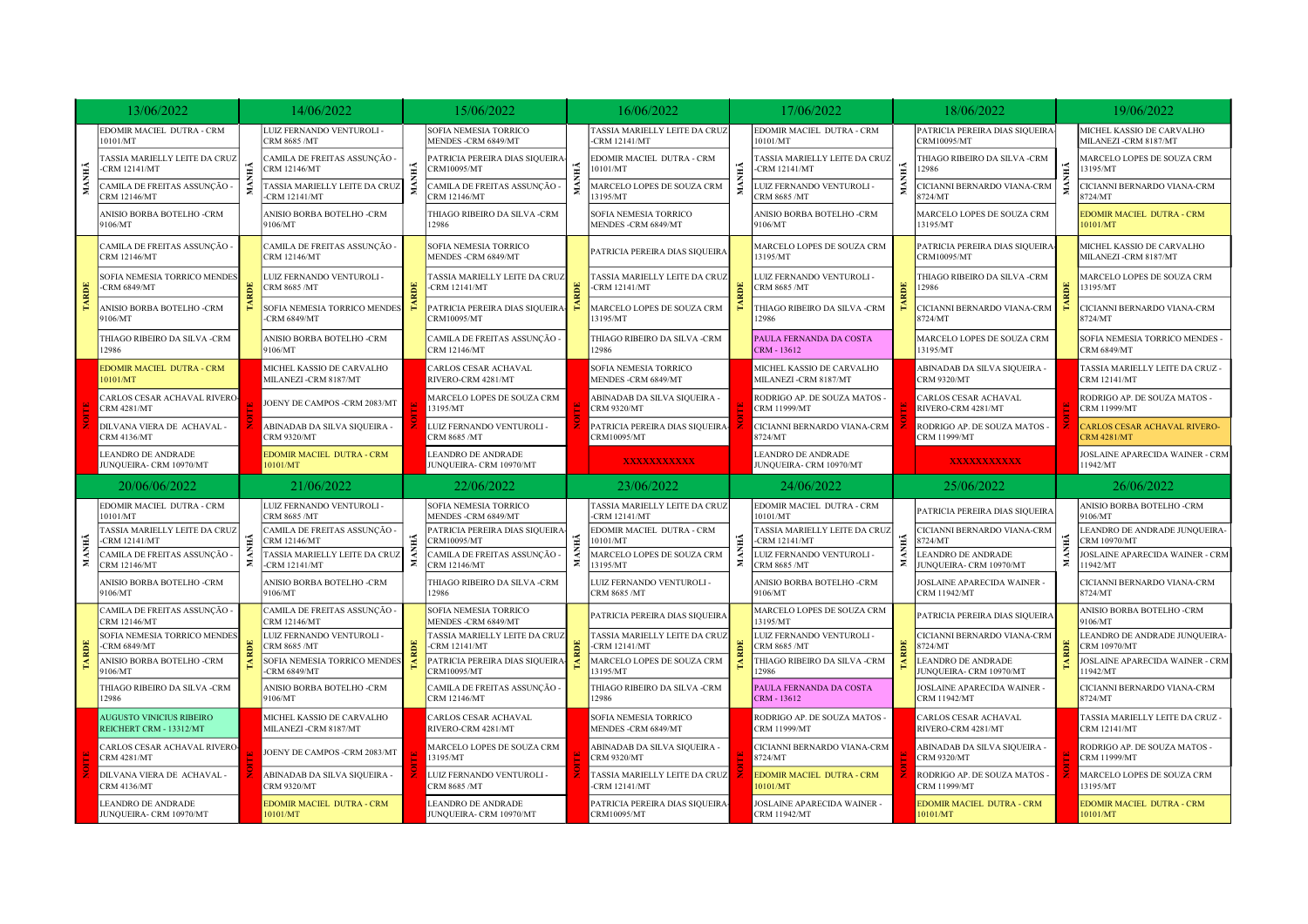| | 13/06/2022 | | 14/06/2022 | | 15/06/2022 | | 16/06/2022 | | 17/06/2022 | | 18/06/2022 | | 19/06/2022 |
|---|---|---|---|---|---|---|---|---|---|---|---|---|---|
| MANHÃ | EDOMIR MACIEL DUTRA - CRM 10101/MT | MANHÃ | LUIZ FERNANDO VENTUROLI - CRM 8685 /MT | MANHÃ | SOFIA NEMESIA TORRICO MENDES -CRM 6849/MT | MANHÃ | TASSIA MARIELLY LEITE DA CRUZ -CRM 12141/MT | MANHÃ | EDOMIR MACIEL DUTRA - CRM 10101/MT | MANHÃ | PATRICIA PEREIRA DIAS SIQUEIRA-CRM10095/MT | MANHÃ | MICHEL KASSIO DE CARVALHO MILANEZI -CRM 8187/MT |
| | TASSIA MARIELLY LEITE DA CRUZ -CRM 12141/MT | | CAMILA DE FREITAS ASSUNÇÃO - CRM 12146/MT | | PATRICIA PEREIRA DIAS SIQUEIRA-CRM10095/MT | | EDOMIR MACIEL DUTRA - CRM 10101/MT | | TASSIA MARIELLY LEITE DA CRUZ -CRM 12141/MT | | THIAGO RIBEIRO DA SILVA -CRM 12986 | | MARCELO LOPES DE SOUZA CRM 13195/MT |
| | CAMILA DE FREITAS ASSUNÇÃO - CRM 12146/MT | | TASSIA MARIELLY LEITE DA CRUZ -CRM 12141/MT | | CAMILA DE FREITAS ASSUNÇÃO - CRM 12146/MT | | MARCELO LOPES DE SOUZA CRM 13195/MT | | LUIZ FERNANDO VENTUROLI - CRM 8685 /MT | | CICIANNI BERNARDO VIANA-CRM 8724/MT | | CICIANNI BERNARDO VIANA-CRM 8724/MT |
| | ANISIO BORBA BOTELHO -CRM 9106/MT | | ANISIO BORBA BOTELHO -CRM 9106/MT | | THIAGO RIBEIRO DA SILVA -CRM 12986 | | SOFIA NEMESIA TORRICO MENDES -CRM 6849/MT | | ANISIO BORBA BOTELHO -CRM 9106/MT | | MARCELO LOPES DE SOUZA CRM 13195/MT | | EDOMIR MACIEL DUTRA - CRM 10101/MT |
| TARDE | CAMILA DE FREITAS ASSUNÇÃO - CRM 12146/MT | TARDE | CAMILA DE FREITAS ASSUNÇÃO - CRM 12146/MT | TARDE | SOFIA NEMESIA TORRICO MENDES -CRM 6849/MT | TARDE | PATRICIA PEREIRA DIAS SIQUEIRA | TARDE | MARCELO LOPES DE SOUZA CRM 13195/MT | TARDE | PATRICIA PEREIRA DIAS SIQUEIRA-CRM10095/MT | TARDE | MICHEL KASSIO DE CARVALHO MILANEZI -CRM 8187/MT |
| | SOFIA NEMESIA TORRICO MENDES -CRM 6849/MT | | LUIZ FERNANDO VENTUROLI - CRM 8685 /MT | | TASSIA MARIELLY LEITE DA CRUZ -CRM 12141/MT | | TASSIA MARIELLY LEITE DA CRUZ -CRM 12141/MT | | LUIZ FERNANDO VENTUROLI - CRM 8685 /MT | | THIAGO RIBEIRO DA SILVA -CRM 12986 | | MARCELO LOPES DE SOUZA CRM 13195/MT |
| | ANISIO BORBA BOTELHO -CRM 9106/MT | | SOFIA NEMESIA TORRICO MENDES -CRM 6849/MT | | PATRICIA PEREIRA DIAS SIQUEIRA-CRM10095/MT | | MARCELO LOPES DE SOUZA CRM 13195/MT | | THIAGO RIBEIRO DA SILVA -CRM 12986 | | CICIANNI BERNARDO VIANA-CRM 8724/MT | | CICIANNI BERNARDO VIANA-CRM 8724/MT |
| | THIAGO RIBEIRO DA SILVA -CRM 12986 | | ANISIO BORBA BOTELHO -CRM 9106/MT | | CAMILA DE FREITAS ASSUNÇÃO - CRM 12146/MT | | THIAGO RIBEIRO DA SILVA -CRM 12986 | | PAULA FERNANDA DA COSTA CRM - 13612 | | MARCELO LOPES DE SOUZA CRM 13195/MT | | SOFIA NEMESIA TORRICO MENDES - CRM 6849/MT |
| NOITE | EDOMIR MACIEL DUTRA - CRM 10101/MT | NOITE | MICHEL KASSIO DE CARVALHO MILANEZI -CRM 8187/MT | NOITE | CARLOS CESAR ACHAVAL RIVERO-CRM 4281/MT | NOITE | SOFIA NEMESIA TORRICO MENDES -CRM 6849/MT | NOITE | MICHEL KASSIO DE CARVALHO MILANEZI -CRM 8187/MT | NOITE | ABINADAB DA SILVA SIQUEIRA - CRM 9320/MT | NOITE | TASSIA MARIELLY LEITE DA CRUZ - CRM 12141/MT |
| | CARLOS CESAR ACHAVAL RIVERO-CRM 4281/MT | | JOENY DE CAMPOS -CRM 2083/MT | | MARCELO LOPES DE SOUZA CRM 13195/MT | | ABINADAB DA SILVA SIQUEIRA - CRM 9320/MT | | RODRIGO AP. DE SOUZA MATOS - CRM 11999/MT | | CARLOS CESAR ACHAVAL RIVERO-CRM 4281/MT | | RODRIGO AP. DE SOUZA MATOS - CRM 11999/MT |
| | DILVANA VIERA DE ACHAVAL - CRM 4136/MT | | ABINADAB DA SILVA SIQUEIRA - CRM 9320/MT | | LUIZ FERNANDO VENTUROLI - CRM 8685 /MT | | PATRICIA PEREIRA DIAS SIQUEIRA-CRM10095/MT | | CICIANNI BERNARDO VIANA-CRM 8724/MT | | RODRIGO AP. DE SOUZA MATOS - CRM 11999/MT | | CARLOS CESAR ACHAVAL RIVERO-CRM 4281/MT |
| | LEANDRO DE ANDRADE JUNQUEIRA- CRM 10970/MT | | EDOMIR MACIEL DUTRA - CRM 10101/MT | | LEANDRO DE ANDRADE JUNQUEIRA- CRM 10970/MT | | XXXXXXXXXXX | | LEANDRO DE ANDRADE JUNQUEIRA- CRM 10970/MT | | XXXXXXXXXXX | | JOSLAINE APARECIDA WAINER - CRM 11942/MT |
| | **20/06/2022** | | **21/06/2022** | | **22/06/2022** | | **23/06/2022** | | **24/06/2022** | | **25/06/2022** | | **26/06/2022** |
| MANHÃ | EDOMIR MACIEL DUTRA - CRM 10101/MT | MANHÃ | LUIZ FERNANDO VENTUROLI - CRM 8685 /MT | MANHÃ | SOFIA NEMESIA TORRICO MENDES -CRM 6849/MT | MANHÃ | TASSIA MARIELLY LEITE DA CRUZ -CRM 12141/MT | MANHÃ | EDOMIR MACIEL DUTRA - CRM 10101/MT | MANHÃ | PATRICIA PEREIRA DIAS SIQUEIRA | MANHÃ | ANISIO BORBA BOTELHO -CRM 9106/MT |
| | TASSIA MARIELLY LEITE DA CRUZ -CRM 12141/MT | | CAMILA DE FREITAS ASSUNÇÃO - CRM 12146/MT | | PATRICIA PEREIRA DIAS SIQUEIRA-CRM10095/MT | | EDOMIR MACIEL DUTRA - CRM 10101/MT | | TASSIA MARIELLY LEITE DA CRUZ -CRM 12141/MT | | CICIANNI BERNARDO VIANA-CRM 8724/MT | | LEANDRO DE ANDRADE JUNQUEIRA-CRM 10970/MT |
| | CAMILA DE FREITAS ASSUNÇÃO - CRM 12146/MT | | TASSIA MARIELLY LEITE DA CRUZ -CRM 12141/MT | | CAMILA DE FREITAS ASSUNÇÃO - CRM 12146/MT | | MARCELO LOPES DE SOUZA CRM 13195/MT | | LUIZ FERNANDO VENTUROLI - CRM 8685 /MT | | LEANDRO DE ANDRADE JUNQUEIRA- CRM 10970/MT | | JOSLAINE APARECIDA WAINER - CRM 11942/MT |
| | ANISIO BORBA BOTELHO -CRM 9106/MT | | ANISIO BORBA BOTELHO -CRM 9106/MT | | THIAGO RIBEIRO DA SILVA -CRM 12986 | | LUIZ FERNANDO VENTUROLI - CRM 8685 /MT | | ANISIO BORBA BOTELHO -CRM 9106/MT | | JOSLAINE APARECIDA WAINER - CRM 11942/MT | | CICIANNI BERNARDO VIANA-CRM 8724/MT |
| TARDE | CAMILA DE FREITAS ASSUNÇÃO - CRM 12146/MT | TARDE | CAMILA DE FREITAS ASSUNÇÃO - CRM 12146/MT | TARDE | SOFIA NEMESIA TORRICO MENDES -CRM 6849/MT | TARDE | PATRICIA PEREIRA DIAS SIQUEIRA | TARDE | MARCELO LOPES DE SOUZA CRM 13195/MT | TARDE | PATRICIA PEREIRA DIAS SIQUEIRA | TARDE | ANISIO BORBA BOTELHO -CRM 9106/MT |
| | SOFIA NEMESIA TORRICO MENDES -CRM 6849/MT | | LUIZ FERNANDO VENTUROLI - CRM 8685 /MT | | TASSIA MARIELLY LEITE DA CRUZ -CRM 12141/MT | | TASSIA MARIELLY LEITE DA CRUZ -CRM 12141/MT | | LUIZ FERNANDO VENTUROLI - CRM 8685 /MT | | CICIANNI BERNARDO VIANA-CRM 8724/MT | | LEANDRO DE ANDRADE JUNQUEIRA-CRM 10970/MT |
| | ANISIO BORBA BOTELHO -CRM 9106/MT | | SOFIA NEMESIA TORRICO MENDES -CRM 6849/MT | | PATRICIA PEREIRA DIAS SIQUEIRA-CRM10095/MT | | MARCELO LOPES DE SOUZA CRM 13195/MT | | THIAGO RIBEIRO DA SILVA -CRM 12986 | | LEANDRO DE ANDRADE JUNQUEIRA- CRM 10970/MT | | JOSLAINE APARECIDA WAINER - CRM 11942/MT |
| | THIAGO RIBEIRO DA SILVA -CRM 12986 | | ANISIO BORBA BOTELHO -CRM 9106/MT | | CAMILA DE FREITAS ASSUNÇÃO - CRM 12146/MT | | THIAGO RIBEIRO DA SILVA -CRM 12986 | | PAULA FERNANDA DA COSTA CRM - 13612 | | JOSLAINE APARECIDA WAINER - CRM 11942/MT | | CICIANNI BERNARDO VIANA-CRM 8724/MT |
| NOITE | AUGUSTO VINICIUS RIBEIRO REICHERT CRM - 13312/MT | NOITE | MICHEL KASSIO DE CARVALHO MILANEZI -CRM 8187/MT | NOITE | CARLOS CESAR ACHAVAL RIVERO-CRM 4281/MT | NOITE | SOFIA NEMESIA TORRICO MENDES -CRM 6849/MT | NOITE | RODRIGO AP. DE SOUZA MATOS - CRM 11999/MT | NOITE | CARLOS CESAR ACHAVAL RIVERO-CRM 4281/MT | NOITE | TASSIA MARIELLY LEITE DA CRUZ - CRM 12141/MT |
| | CARLOS CESAR ACHAVAL RIVERO-CRM 4281/MT | | JOENY DE CAMPOS -CRM 2083/MT | | MARCELO LOPES DE SOUZA CRM 13195/MT | | ABINADAB DA SILVA SIQUEIRA - CRM 9320/MT | | CICIANNI BERNARDO VIANA-CRM 8724/MT | | ABINADAB DA SILVA SIQUEIRA - CRM 9320/MT | | RODRIGO AP. DE SOUZA MATOS - CRM 11999/MT |
| | DILVANA VIERA DE ACHAVAL - CRM 4136/MT | | ABINADAB DA SILVA SIQUEIRA - CRM 9320/MT | | LUIZ FERNANDO VENTUROLI - CRM 8685 /MT | | TASSIA MARIELLY LEITE DA CRUZ -CRM 12141/MT | | EDOMIR MACIEL DUTRA - CRM 10101/MT | | RODRIGO AP. DE SOUZA MATOS - CRM 11999/MT | | MARCELO LOPES DE SOUZA CRM 13195/MT |
| | LEANDRO DE ANDRADE JUNQUEIRA- CRM 10970/MT | | EDOMIR MACIEL DUTRA - CRM 10101/MT | | LEANDRO DE ANDRADE JUNQUEIRA- CRM 10970/MT | | PATRICIA PEREIRA DIAS SIQUEIRA-CRM10095/MT | | JOSLAINE APARECIDA WAINER - CRM 11942/MT | | EDOMIR MACIEL DUTRA - CRM 10101/MT | | EDOMIR MACIEL DUTRA - CRM 10101/MT |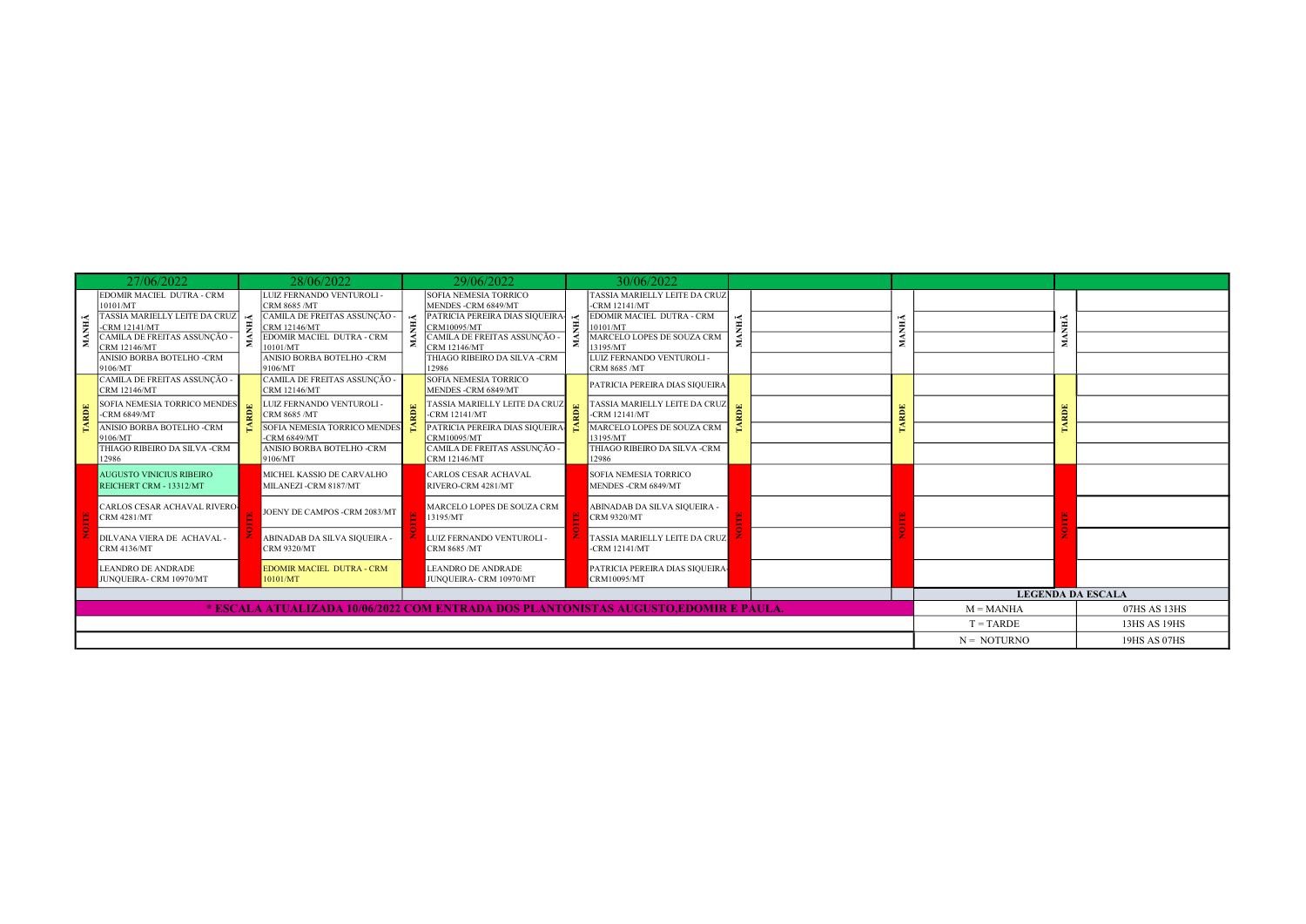| 27/06/2022 | | 28/06/2022 | | 29/06/2022 | | 30/06/2022 | | | | | | |
|---|---|---|---|---|---|---|---|---|---|---|---|---|
| MANHÃ | EDOMIR MACIEL DUTRA - CRM 10101/MT | MANHÃ | LUIZ FERNANDO VENTUROLI - CRM 8685 /MT | MANHÃ | SOFIA NEMESIA TORRICO MENDES -CRM 6849/MT | MANHÃ | TASSIA MARIELLY LEITE DA CRUZ -CRM 12141/MT | MANHÃ | | MANHÃ | | MANHÃ |
| | TASSIA MARIELLY LEITE DA CRUZ -CRM 12141/MT | | CAMILA DE FREITAS ASSUNÇÃO - CRM 12146/MT | | PATRICIA PEREIRA DIAS SIQUEIRA- CRM10095/MT | | EDOMIR MACIEL DUTRA - CRM 10101/MT | | | | | |
| | CAMILA DE FREITAS ASSUNÇÃO - CRM 12146/MT | | EDOMIR MACIEL DUTRA - CRM 10101/MT | | CAMILA DE FREITAS ASSUNÇÃO - CRM 12146/MT | | MARCELO LOPES DE SOUZA CRM 13195/MT | | | | | |
| | ANISIO BORBA BOTELHO -CRM 9106/MT | | ANISIO BORBA BOTELHO -CRM 9106/MT | | THIAGO RIBEIRO DA SILVA -CRM 12986 | | LUIZ FERNANDO VENTUROLI - CRM 8685 /MT | | | | | |
| TARDE | CAMILA DE FREITAS ASSUNÇÃO - CRM 12146/MT | TARDE | CAMILA DE FREITAS ASSUNÇÃO - CRM 12146/MT | TARDE | SOFIA NEMESIA TORRICO MENDES -CRM 6849/MT | TARDE | PATRICIA PEREIRA DIAS SIQUEIRA | TARDE | | TARDE | | TARDE |
| | SOFIA NEMESIA TORRICO MENDES -CRM 6849/MT | | LUIZ FERNANDO VENTUROLI - CRM 8685 /MT | | TASSIA MARIELLY LEITE DA CRUZ -CRM 12141/MT | | TASSIA MARIELLY LEITE DA CRUZ -CRM 12141/MT | | | | | |
| | ANISIO BORBA BOTELHO -CRM 9106/MT | | SOFIA NEMESIA TORRICO MENDES -CRM 6849/MT | | PATRICIA PEREIRA DIAS SIQUEIRA- CRM10095/MT | | MARCELO LOPES DE SOUZA CRM 13195/MT | | | | | |
| | THIAGO RIBEIRO DA SILVA -CRM 12986 | | ANISIO BORBA BOTELHO -CRM 9106/MT | | CAMILA DE FREITAS ASSUNÇÃO - CRM 12146/MT | | THIAGO RIBEIRO DA SILVA -CRM 12986 | | | | | |
| NOITE | AUGUSTO VINICIUS RIBEIRO REICHERT CRM - 13312/MT | NOITE | MICHEL KASSIO DE CARVALHO MILANEZI -CRM 8187/MT | NOITE | CARLOS CESAR ACHAVAL RIVERO-CRM 4281/MT | NOITE | SOFIA NEMESIA TORRICO MENDES -CRM 6849/MT | NOITE | | NOITE | | NOITE |
| | CARLOS CESAR ACHAVAL RIVERO-CRM 4281/MT | | JOENY DE CAMPOS -CRM 2083/MT | | MARCELO LOPES DE SOUZA CRM 13195/MT | | ABINADAB DA SILVA SIQUEIRA - CRM 9320/MT | | | | | |
| | DILVANA VIERA DE ACHAVAL - CRM 4136/MT | | ABINADAB DA SILVA SIQUEIRA - CRM 9320/MT | | LUIZ FERNANDO VENTUROLI - CRM 8685 /MT | | TASSIA MARIELLY LEITE DA CRUZ -CRM 12141/MT | | | | | |
| | LEANDRO DE ANDRADE JUNQUEIRA- CRM 10970/MT | | EDOMIR MACIEL DUTRA - CRM 10101/MT | | LEANDRO DE ANDRADE JUNQUEIRA- CRM 10970/MT | | PATRICIA PEREIRA DIAS SIQUEIRA- CRM10095/MT | | | | | |

| | |
|---|---|
| **LEGENDA DA ESCALA** | |
| M = MANHA | 07HS AS 13HS |
| T = TARDE | 13HS AS 19HS |
| N = NOTURNO | 19HS AS 07HS |

**\* ESCALA ATUALIZADA 10/06/2022 COM ENTRADA DOS PLANTONISTAS AUGUSTO,EDOMIR E PAULA.**